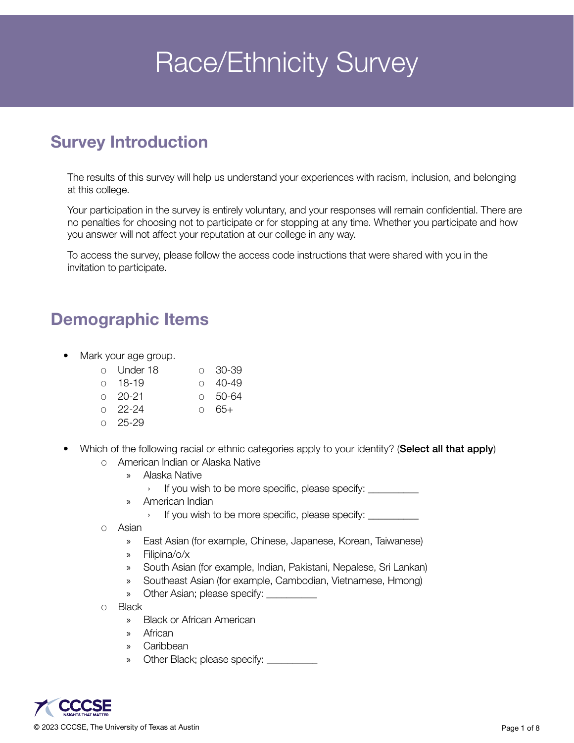# Race/Ethnicity Survey

## Survey Introduction

The results of this survey will help us understand your experiences with racism, inclusion, and belonging at this college.

Your participation in the survey is entirely voluntary, and your responses will remain confidential. There are no penalties for choosing not to participate or for stopping at any time. Whether you participate and how you answer will not affect your reputation at our college in any way.

To access the survey, please follow the access code instructions that were shared with you in the invitation to participate.

## Demographic Items

- Mark your age group.
  - Under 18
  - 18-19
  - 20-21
  - 22-24
  - 25-29
  - 30-39
  - 40-49
  - 50-64
  - 65+

- Which of the following racial or ethnic categories apply to your identity? (**Select all that apply**)
  - American Indian or Alaska Native
    - Alaska Native
      - If you wish to be more specific, please specify: __________
    - American Indian
      - If you wish to be more specific, please specify: __________
  - Asian
    - East Asian (for example, Chinese, Japanese, Korean, Taiwanese)
    - Filipina/o/x
    - South Asian (for example, Indian, Pakistani, Nepalese, Sri Lankan)
    - Southeast Asian (for example, Cambodian, Vietnamese, Hmong)
    - Other Asian; please specify: __________
  - Black
    - Black or African American
    - African
    - Caribbean
    - Other Black; please specify: __________

© 2023 CCCSE, The University of Texas at Austin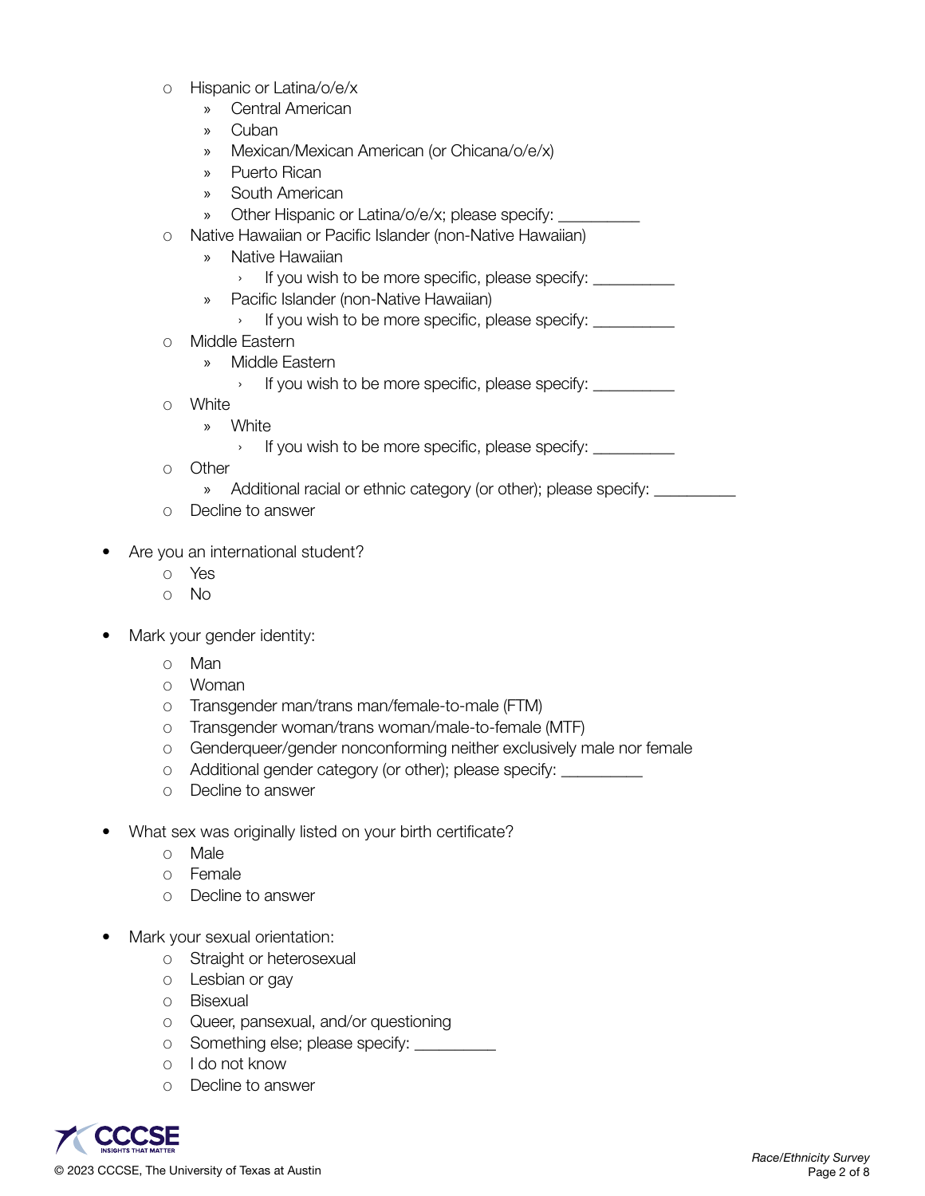- Hispanic or Latina/o/e/x
  - Central American
  - Cuban
  - Mexican/Mexican American (or Chicana/o/e/x)
  - Puerto Rican
  - South American
  - Other Hispanic or Latina/o/e/x; please specify: __________
- Native Hawaiian or Pacific Islander (non-Native Hawaiian)
  - Native Hawaiian
    - If you wish to be more specific, please specify: __________
  - Pacific Islander (non-Native Hawaiian)
    - If you wish to be more specific, please specify: __________
- Middle Eastern
  - Middle Eastern
    - If you wish to be more specific, please specify: __________
- White
  - White
    - If you wish to be more specific, please specify: __________
- Other
  - Additional racial or ethnic category (or other); please specify: __________
- Decline to answer

- Are you an international student?
  - Yes
  - No

- Mark your gender identity:
  - Man
  - Woman
  - Transgender man/trans man/female-to-male (FTM)
  - Transgender woman/trans woman/male-to-female (MTF)
  - Genderqueer/gender nonconforming neither exclusively male nor female
  - Additional gender category (or other); please specify: __________
  - Decline to answer

- What sex was originally listed on your birth certificate?
  - Male
  - Female
  - Decline to answer

- Mark your sexual orientation:
  - Straight or heterosexual
  - Lesbian or gay
  - Bisexual
  - Queer, pansexual, and/or questioning
  - Something else; please specify: __________
  - I do not know
  - Decline to answer

© 2023 CCCSE, The University of Texas at Austin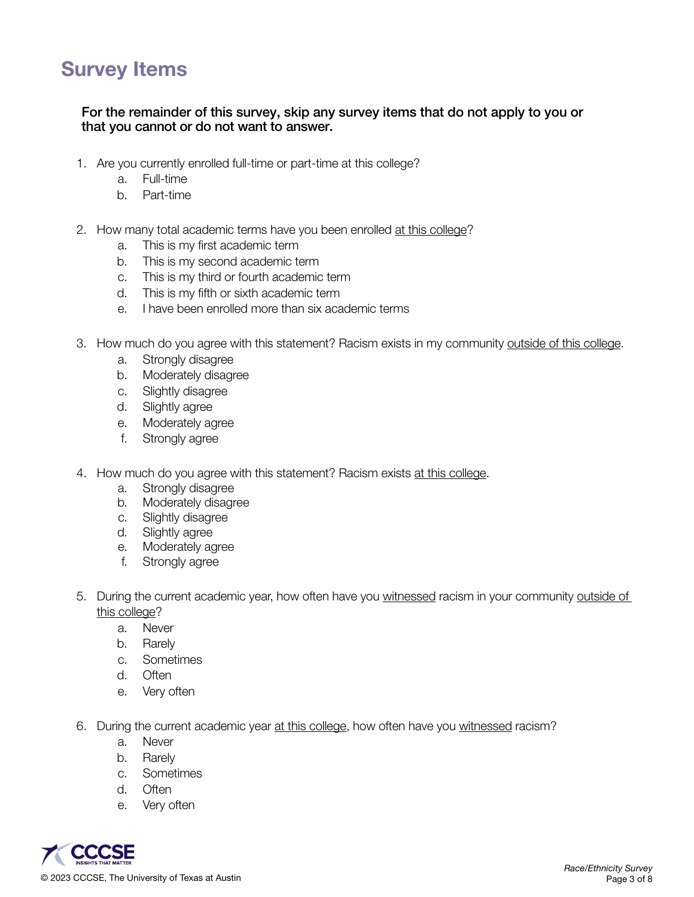# Survey Items

**For the remainder of this survey, skip any survey items that do not apply to you or that you cannot or do not want to answer.**

1. Are you currently enrolled full-time or part-time at this college?
    a. Full-time
    b. Part-time

2. How many total academic terms have you been enrolled <u>at this college</u>?
    a. This is my first academic term
    b. This is my second academic term
    c. This is my third or fourth academic term
    d. This is my fifth or sixth academic term
    e. I have been enrolled more than six academic terms

3. How much do you agree with this statement? Racism exists in my community <u>outside of this college</u>.
    a. Strongly disagree
    b. Moderately disagree
    c. Slightly disagree
    d. Slightly agree
    e. Moderately agree
    f. Strongly agree

4. How much do you agree with this statement? Racism exists <u>at this college</u>.
    a. Strongly disagree
    b. Moderately disagree
    c. Slightly disagree
    d. Slightly agree
    e. Moderately agree
    f. Strongly agree

5. During the current academic year, how often have you <u>witnessed</u> racism in your community <u>outside of this college</u>?
    a. Never
    b. Rarely
    c. Sometimes
    d. Often
    e. Very often

6. During the current academic year <u>at this college</u>, how often have you <u>witnessed</u> racism?
    a. Never
    b. Rarely
    c. Sometimes
    d. Often
    e. Very often

© 2023 CCCSE, The University of Texas at Austin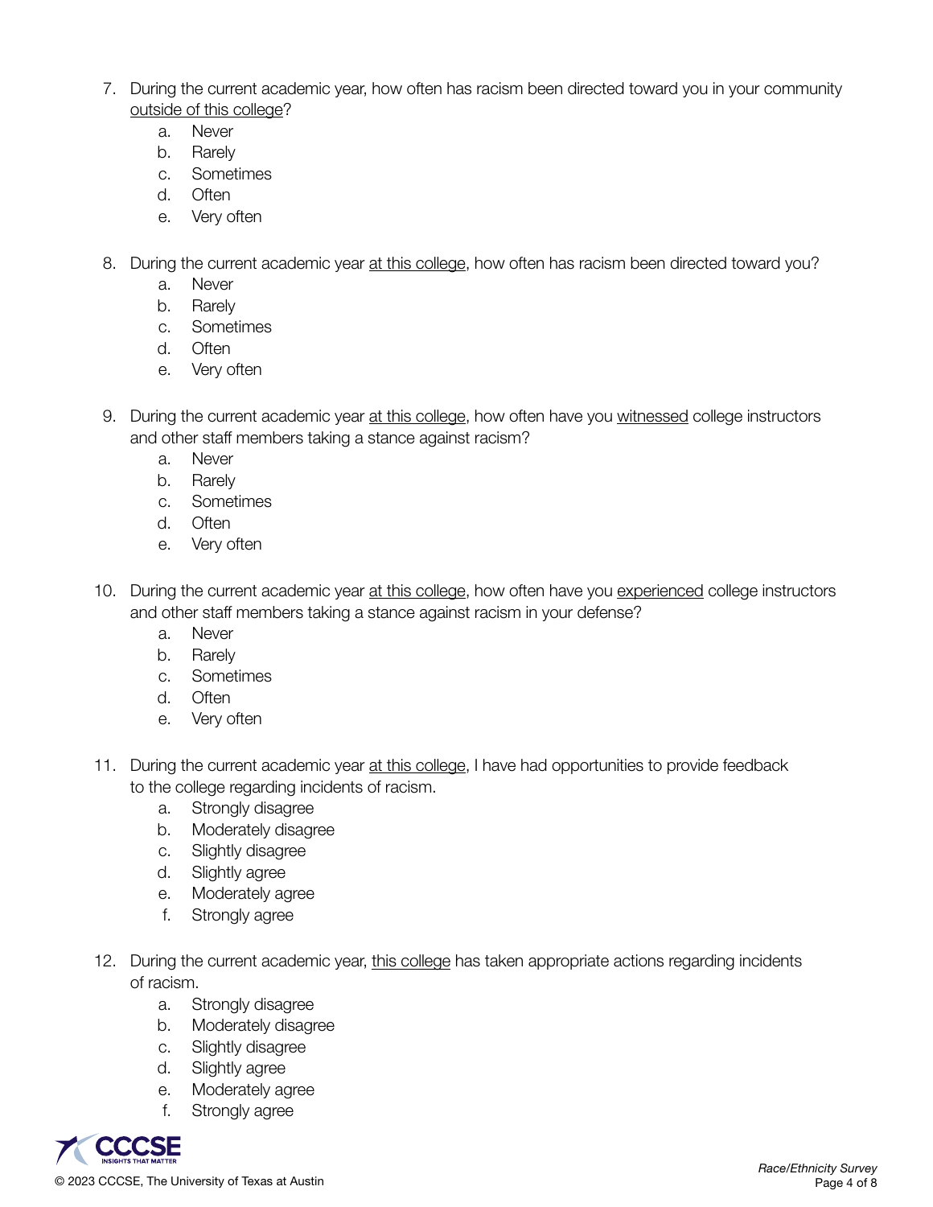7. During the current academic year, how often has racism been directed toward you in your community <u>outside of this college</u>?
    a. Never
    b. Rarely
    c. Sometimes
    d. Often
    e. Very often

8. During the current academic year <u>at this college</u>, how often has racism been directed toward you?
    a. Never
    b. Rarely
    c. Sometimes
    d. Often
    e. Very often

9. During the current academic year <u>at this college</u>, how often have you <u>witnessed</u> college instructors and other staff members taking a stance against racism?
    a. Never
    b. Rarely
    c. Sometimes
    d. Often
    e. Very often

10. During the current academic year <u>at this college</u>, how often have you <u>experienced</u> college instructors and other staff members taking a stance against racism in your defense?
    a. Never
    b. Rarely
    c. Sometimes
    d. Often
    e. Very often

11. During the current academic year <u>at this college</u>, I have had opportunities to provide feedback to the college regarding incidents of racism.
    a. Strongly disagree
    b. Moderately disagree
    c. Slightly disagree
    d. Slightly agree
    e. Moderately agree
    f. Strongly agree

12. During the current academic year, <u>this college</u> has taken appropriate actions regarding incidents of racism.
    a. Strongly disagree
    b. Moderately disagree
    c. Slightly disagree
    d. Slightly agree
    e. Moderately agree
    f. Strongly agree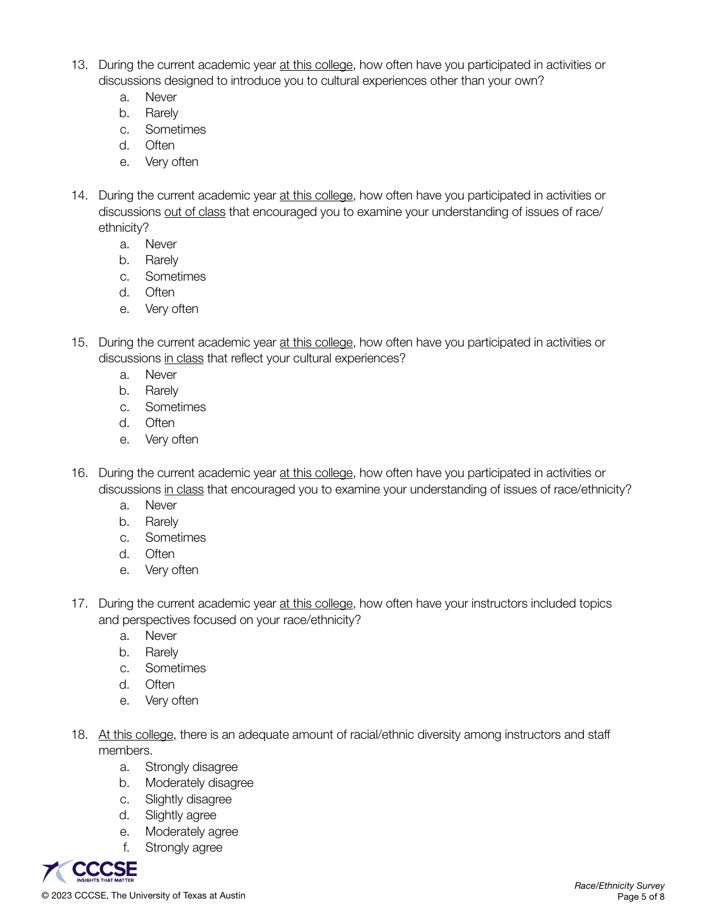13. During the current academic year <u>at this college</u>, how often have you participated in activities or discussions designed to introduce you to cultural experiences other than your own?
    a. Never
    b. Rarely
    c. Sometimes
    d. Often
    e. Very often

14. During the current academic year <u>at this college</u>, how often have you participated in activities or discussions <u>out of class</u> that encouraged you to examine your understanding of issues of race/ethnicity?
    a. Never
    b. Rarely
    c. Sometimes
    d. Often
    e. Very often

15. During the current academic year <u>at this college</u>, how often have you participated in activities or discussions <u>in class</u> that reflect your cultural experiences?
    a. Never
    b. Rarely
    c. Sometimes
    d. Often
    e. Very often

16. During the current academic year <u>at this college</u>, how often have you participated in activities or discussions <u>in class</u> that encouraged you to examine your understanding of issues of race/ethnicity?
    a. Never
    b. Rarely
    c. Sometimes
    d. Often
    e. Very often

17. During the current academic year <u>at this college</u>, how often have your instructors included topics and perspectives focused on your race/ethnicity?
    a. Never
    b. Rarely
    c. Sometimes
    d. Often
    e. Very often

18. <u>At this college</u>, there is an adequate amount of racial/ethnic diversity among instructors and staff members.
    a. Strongly disagree
    b. Moderately disagree
    c. Slightly disagree
    d. Slightly agree
    e. Moderately agree
    f. Strongly agree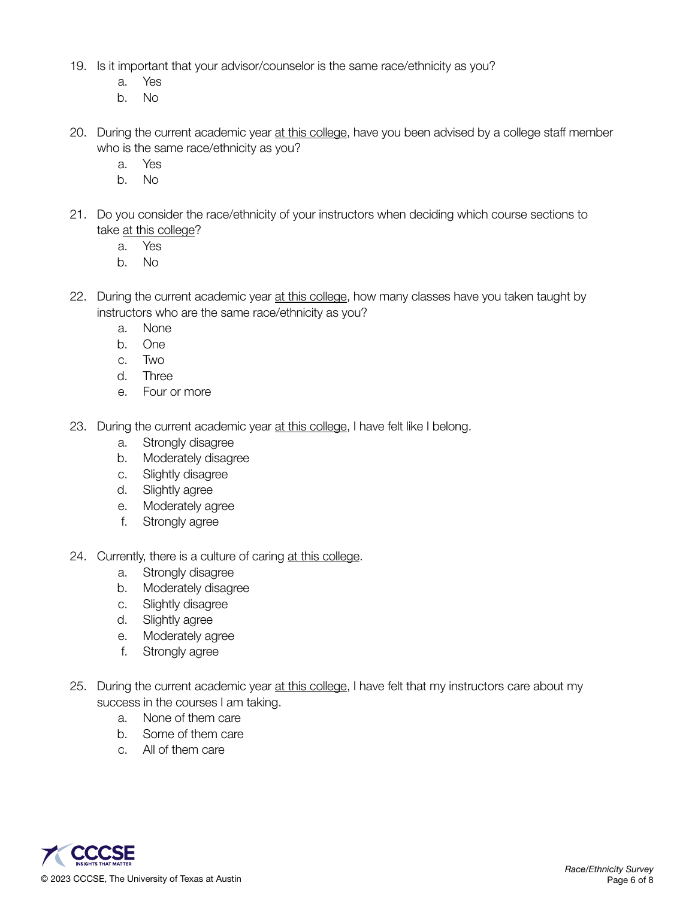19. Is it important that your advisor/counselor is the same race/ethnicity as you?
    a. Yes
    b. No

20. During the current academic year <u>at this college</u>, have you been advised by a college staff member who is the same race/ethnicity as you?
    a. Yes
    b. No

21. Do you consider the race/ethnicity of your instructors when deciding which course sections to take <u>at this college</u>?
    a. Yes
    b. No

22. During the current academic year <u>at this college</u>, how many classes have you taken taught by instructors who are the same race/ethnicity as you?
    a. None
    b. One
    c. Two
    d. Three
    e. Four or more

23. During the current academic year <u>at this college</u>, I have felt like I belong.
    a. Strongly disagree
    b. Moderately disagree
    c. Slightly disagree
    d. Slightly agree
    e. Moderately agree
    f. Strongly agree

24. Currently, there is a culture of caring <u>at this college</u>.
    a. Strongly disagree
    b. Moderately disagree
    c. Slightly disagree
    d. Slightly agree
    e. Moderately agree
    f. Strongly agree

25. During the current academic year <u>at this college</u>, I have felt that my instructors care about my success in the courses I am taking.
    a. None of them care
    b. Some of them care
    c. All of them care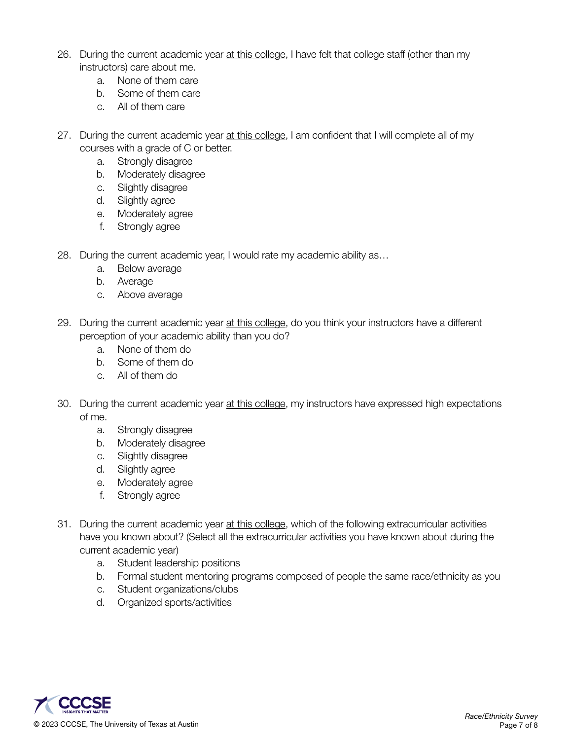26. During the current academic year <u>at this college</u>, I have felt that college staff (other than my instructors) care about me.
    a. None of them care
    b. Some of them care
    c. All of them care

27. During the current academic year <u>at this college</u>, I am confident that I will complete all of my courses with a grade of C or better.
    a. Strongly disagree
    b. Moderately disagree
    c. Slightly disagree
    d. Slightly agree
    e. Moderately agree
    f. Strongly agree

28. During the current academic year, I would rate my academic ability as…
    a. Below average
    b. Average
    c. Above average

29. During the current academic year <u>at this college</u>, do you think your instructors have a different perception of your academic ability than you do?
    a. None of them do
    b. Some of them do
    c. All of them do

30. During the current academic year <u>at this college</u>, my instructors have expressed high expectations of me.
    a. Strongly disagree
    b. Moderately disagree
    c. Slightly disagree
    d. Slightly agree
    e. Moderately agree
    f. Strongly agree

31. During the current academic year <u>at this college</u>, which of the following extracurricular activities have you known about? (Select all the extracurricular activities you have known about during the current academic year)
    a. Student leadership positions
    b. Formal student mentoring programs composed of people the same race/ethnicity as you
    c. Student organizations/clubs
    d. Organized sports/activities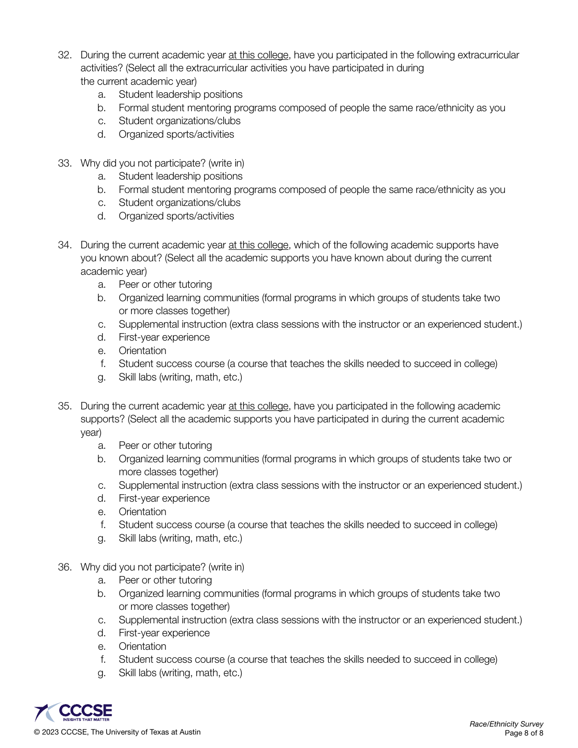32. During the current academic year <u>at this college</u>, have you participated in the following extracurricular activities? (Select all the extracurricular activities you have participated in during the current academic year)
    a. Student leadership positions
    b. Formal student mentoring programs composed of people the same race/ethnicity as you
    c. Student organizations/clubs
    d. Organized sports/activities

33. Why did you not participate? (write in)
    a. Student leadership positions
    b. Formal student mentoring programs composed of people the same race/ethnicity as you
    c. Student organizations/clubs
    d. Organized sports/activities

34. During the current academic year <u>at this college</u>, which of the following academic supports have you known about? (Select all the academic supports you have known about during the current academic year)
    a. Peer or other tutoring
    b. Organized learning communities (formal programs in which groups of students take two or more classes together)
    c. Supplemental instruction (extra class sessions with the instructor or an experienced student.)
    d. First-year experience
    e. Orientation
    f. Student success course (a course that teaches the skills needed to succeed in college)
    g. Skill labs (writing, math, etc.)

35. During the current academic year <u>at this college</u>, have you participated in the following academic supports? (Select all the academic supports you have participated in during the current academic year)
    a. Peer or other tutoring
    b. Organized learning communities (formal programs in which groups of students take two or more classes together)
    c. Supplemental instruction (extra class sessions with the instructor or an experienced student.)
    d. First-year experience
    e. Orientation
    f. Student success course (a course that teaches the skills needed to succeed in college)
    g. Skill labs (writing, math, etc.)

36. Why did you not participate? (write in)
    a. Peer or other tutoring
    b. Organized learning communities (formal programs in which groups of students take two or more classes together)
    c. Supplemental instruction (extra class sessions with the instructor or an experienced student.)
    d. First-year experience
    e. Orientation
    f. Student success course (a course that teaches the skills needed to succeed in college)
    g. Skill labs (writing, math, etc.)